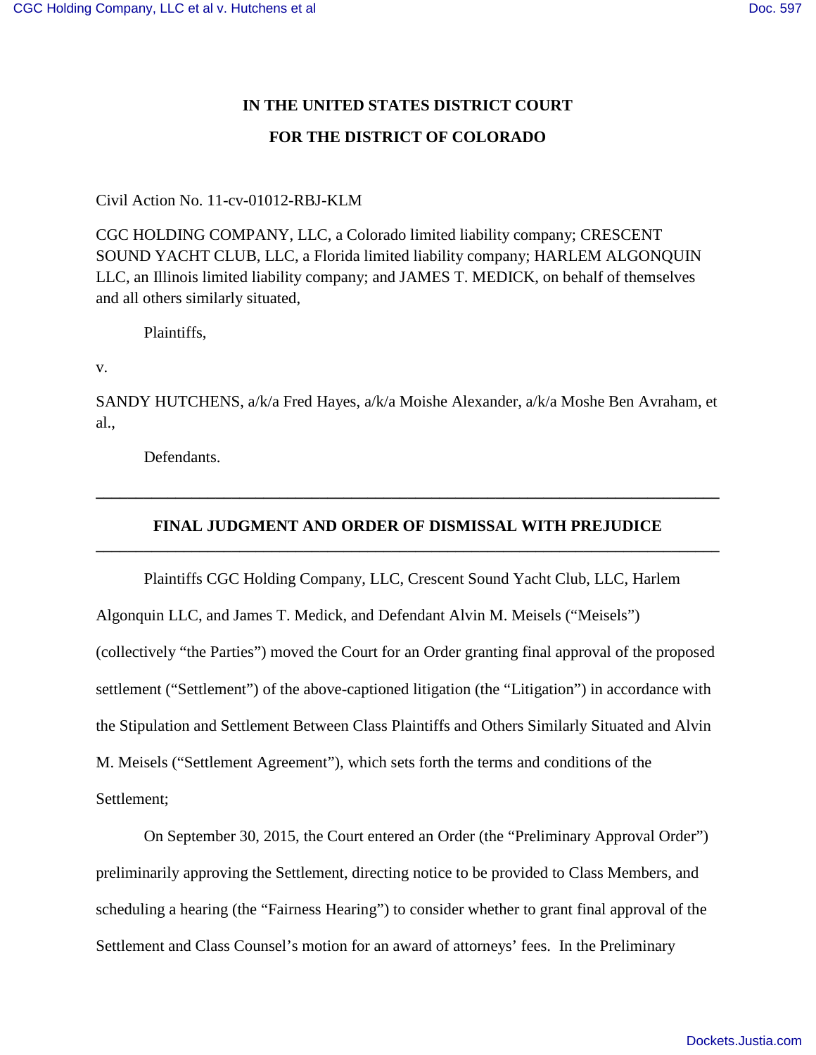**IN THE UNITED STATES DISTRICT COURT**

**FOR THE DISTRICT OF COLORADO**

Civil Action No. 11-cv-01012-RBJ-KLM

CGC HOLDING COMPANY, LLC, a Colorado limited liability company; CRESCENT SOUND YACHT CLUB, LLC, a Florida limited liability company; HARLEM ALGONQUIN LLC, an Illinois limited liability company; and JAMES T. MEDICK, on behalf of themselves and all others similarly situated,

Plaintiffs,

v.

SANDY HUTCHENS, a/k/a Fred Hayes, a/k/a Moishe Alexander, a/k/a Moshe Ben Avraham, et al.,

Defendants.

---

**FINAL JUDGMENT AND ORDER OF DISMISSAL WITH PREJUDICE**

---

Plaintiffs CGC Holding Company, LLC, Crescent Sound Yacht Club, LLC, Harlem Algonquin LLC, and James T. Medick, and Defendant Alvin M. Meisels ("Meisels") (collectively "the Parties") moved the Court for an Order granting final approval of the proposed settlement ("Settlement") of the above-captioned litigation (the "Litigation") in accordance with the Stipulation and Settlement Between Class Plaintiffs and Others Similarly Situated and Alvin M. Meisels ("Settlement Agreement"), which sets forth the terms and conditions of the Settlement;

On September 30, 2015, the Court entered an Order (the "Preliminary Approval Order") preliminarily approving the Settlement, directing notice to be provided to Class Members, and scheduling a hearing (the "Fairness Hearing") to consider whether to grant final approval of the Settlement and Class Counsel's motion for an award of attorneys' fees. In the Preliminary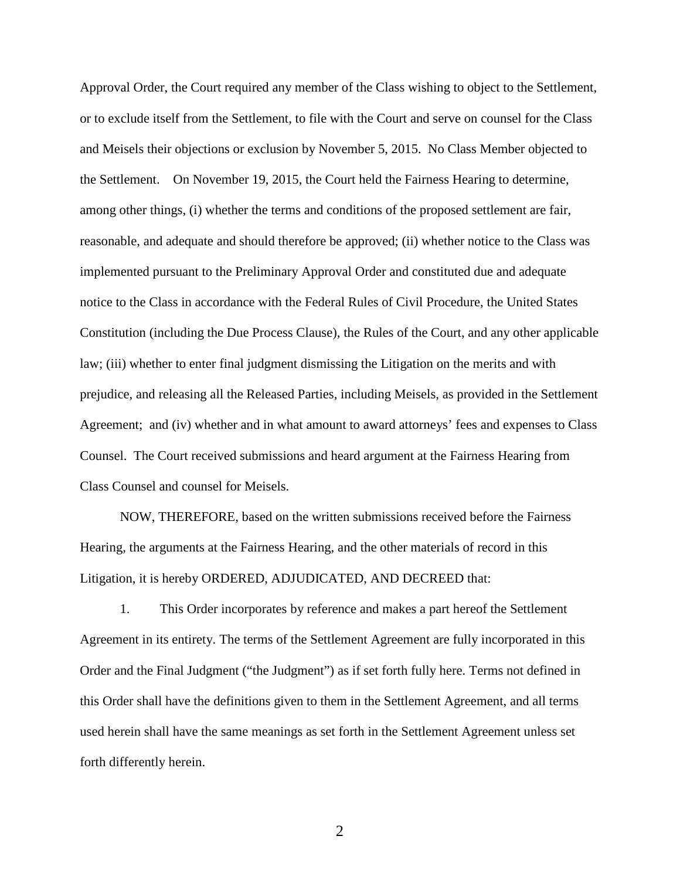Approval Order, the Court required any member of the Class wishing to object to the Settlement, or to exclude itself from the Settlement, to file with the Court and serve on counsel for the Class and Meisels their objections or exclusion by November 5, 2015. No Class Member objected to the Settlement. On November 19, 2015, the Court held the Fairness Hearing to determine, among other things, (i) whether the terms and conditions of the proposed settlement are fair, reasonable, and adequate and should therefore be approved; (ii) whether notice to the Class was implemented pursuant to the Preliminary Approval Order and constituted due and adequate notice to the Class in accordance with the Federal Rules of Civil Procedure, the United States Constitution (including the Due Process Clause), the Rules of the Court, and any other applicable law; (iii) whether to enter final judgment dismissing the Litigation on the merits and with prejudice, and releasing all the Released Parties, including Meisels, as provided in the Settlement Agreement; and (iv) whether and in what amount to award attorneys' fees and expenses to Class Counsel. The Court received submissions and heard argument at the Fairness Hearing from Class Counsel and counsel for Meisels.

NOW, THEREFORE, based on the written submissions received before the Fairness Hearing, the arguments at the Fairness Hearing, and the other materials of record in this Litigation, it is hereby ORDERED, ADJUDICATED, AND DECREED that:

1. This Order incorporates by reference and makes a part hereof the Settlement Agreement in its entirety. The terms of the Settlement Agreement are fully incorporated in this Order and the Final Judgment ("the Judgment") as if set forth fully here. Terms not defined in this Order shall have the definitions given to them in the Settlement Agreement, and all terms used herein shall have the same meanings as set forth in the Settlement Agreement unless set forth differently herein.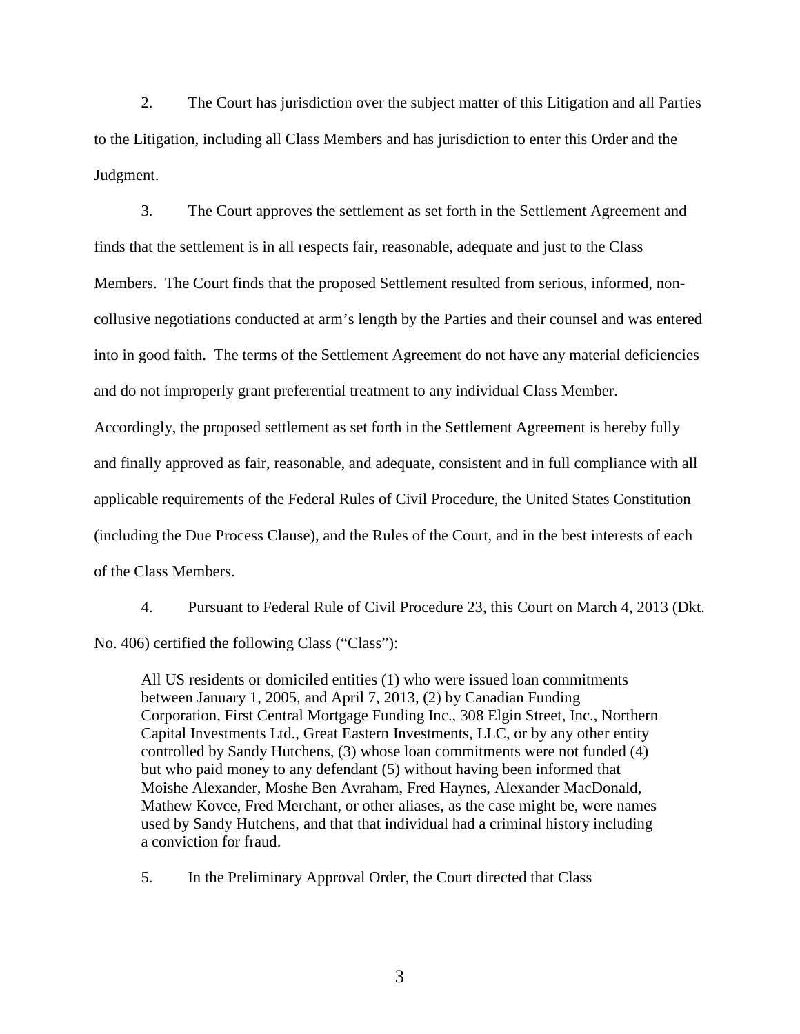2. The Court has jurisdiction over the subject matter of this Litigation and all Parties to the Litigation, including all Class Members and has jurisdiction to enter this Order and the Judgment.

3. The Court approves the settlement as set forth in the Settlement Agreement and finds that the settlement is in all respects fair, reasonable, adequate and just to the Class Members. The Court finds that the proposed Settlement resulted from serious, informed, non-collusive negotiations conducted at arm's length by the Parties and their counsel and was entered into in good faith. The terms of the Settlement Agreement do not have any material deficiencies and do not improperly grant preferential treatment to any individual Class Member. Accordingly, the proposed settlement as set forth in the Settlement Agreement is hereby fully and finally approved as fair, reasonable, and adequate, consistent and in full compliance with all applicable requirements of the Federal Rules of Civil Procedure, the United States Constitution (including the Due Process Clause), and the Rules of the Court, and in the best interests of each of the Class Members.

4. Pursuant to Federal Rule of Civil Procedure 23, this Court on March 4, 2013 (Dkt. No. 406) certified the following Class ("Class"):

> All US residents or domiciled entities (1) who were issued loan commitments between January 1, 2005, and April 7, 2013, (2) by Canadian Funding Corporation, First Central Mortgage Funding Inc., 308 Elgin Street, Inc., Northern Capital Investments Ltd., Great Eastern Investments, LLC, or by any other entity controlled by Sandy Hutchens, (3) whose loan commitments were not funded (4) but who paid money to any defendant (5) without having been informed that Moishe Alexander, Moshe Ben Avraham, Fred Haynes, Alexander MacDonald, Mathew Kovce, Fred Merchant, or other aliases, as the case might be, were names used by Sandy Hutchens, and that that individual had a criminal history including a conviction for fraud.

5. In the Preliminary Approval Order, the Court directed that Class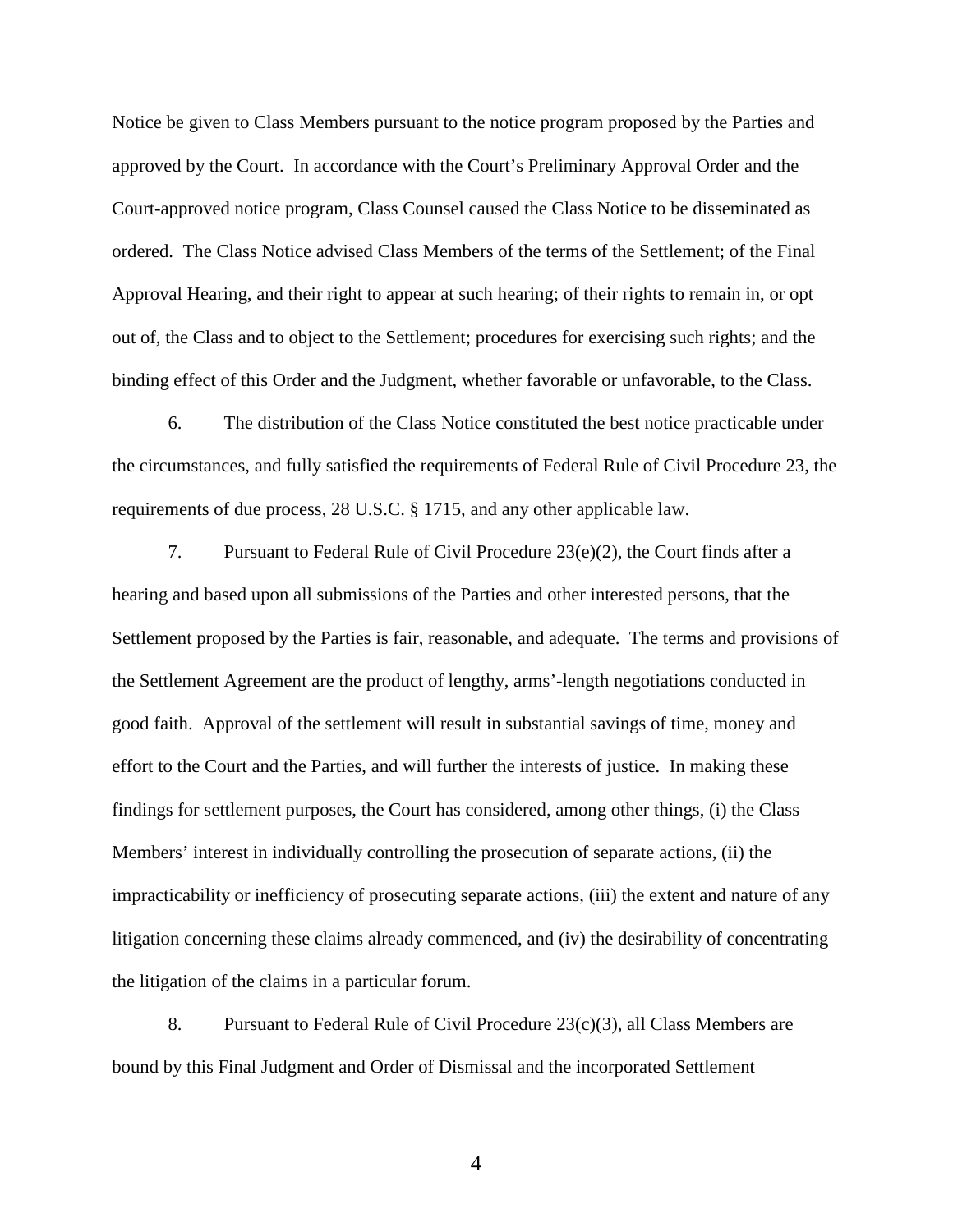Notice be given to Class Members pursuant to the notice program proposed by the Parties and approved by the Court. In accordance with the Court's Preliminary Approval Order and the Court-approved notice program, Class Counsel caused the Class Notice to be disseminated as ordered. The Class Notice advised Class Members of the terms of the Settlement; of the Final Approval Hearing, and their right to appear at such hearing; of their rights to remain in, or opt out of, the Class and to object to the Settlement; procedures for exercising such rights; and the binding effect of this Order and the Judgment, whether favorable or unfavorable, to the Class.

6. The distribution of the Class Notice constituted the best notice practicable under the circumstances, and fully satisfied the requirements of Federal Rule of Civil Procedure 23, the requirements of due process, 28 U.S.C. § 1715, and any other applicable law.

7. Pursuant to Federal Rule of Civil Procedure 23(e)(2), the Court finds after a hearing and based upon all submissions of the Parties and other interested persons, that the Settlement proposed by the Parties is fair, reasonable, and adequate. The terms and provisions of the Settlement Agreement are the product of lengthy, arms'-length negotiations conducted in good faith. Approval of the settlement will result in substantial savings of time, money and effort to the Court and the Parties, and will further the interests of justice. In making these findings for settlement purposes, the Court has considered, among other things, (i) the Class Members' interest in individually controlling the prosecution of separate actions, (ii) the impracticability or inefficiency of prosecuting separate actions, (iii) the extent and nature of any litigation concerning these claims already commenced, and (iv) the desirability of concentrating the litigation of the claims in a particular forum.

8. Pursuant to Federal Rule of Civil Procedure 23(c)(3), all Class Members are bound by this Final Judgment and Order of Dismissal and the incorporated Settlement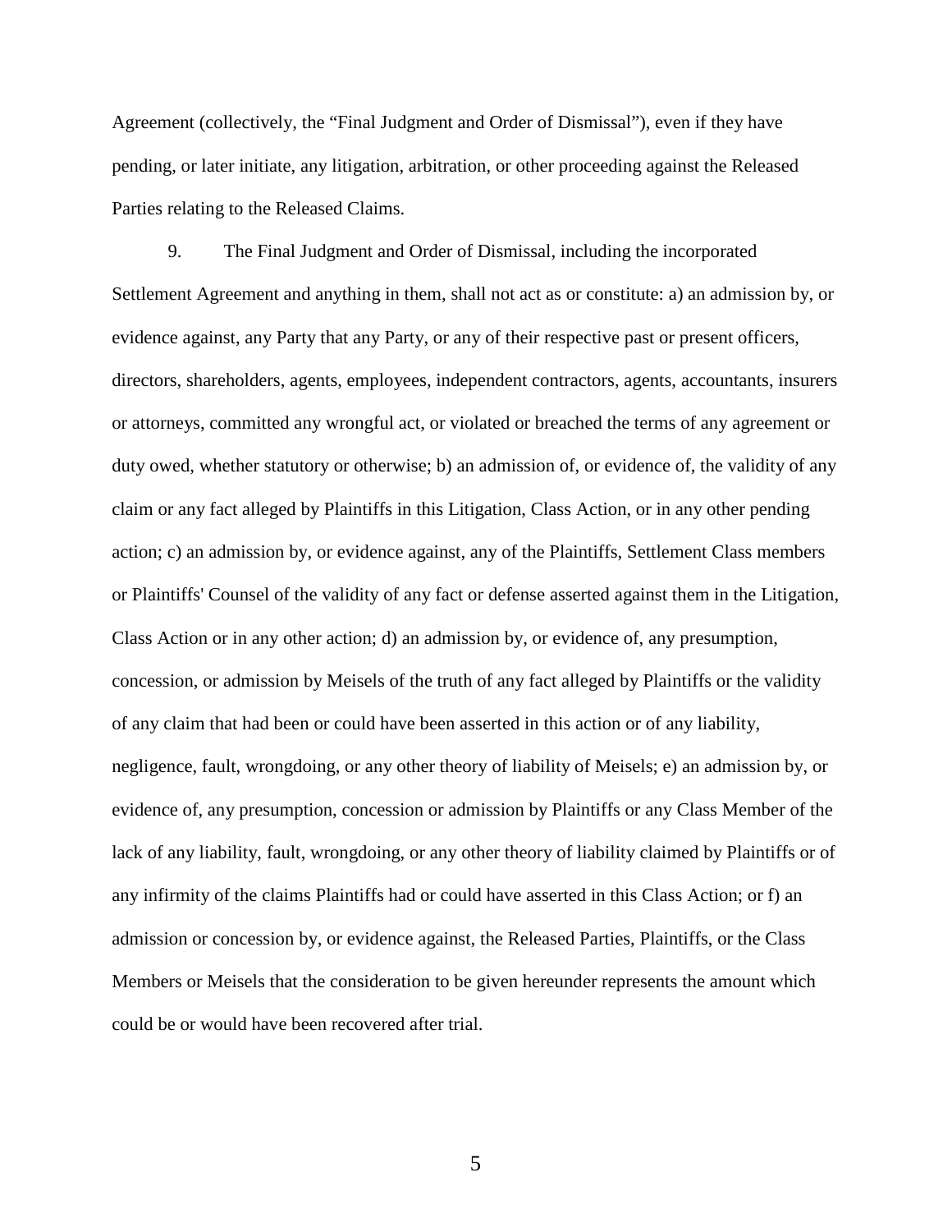Agreement (collectively, the "Final Judgment and Order of Dismissal"), even if they have pending, or later initiate, any litigation, arbitration, or other proceeding against the Released Parties relating to the Released Claims.

9. The Final Judgment and Order of Dismissal, including the incorporated Settlement Agreement and anything in them, shall not act as or constitute: a) an admission by, or evidence against, any Party that any Party, or any of their respective past or present officers, directors, shareholders, agents, employees, independent contractors, agents, accountants, insurers or attorneys, committed any wrongful act, or violated or breached the terms of any agreement or duty owed, whether statutory or otherwise; b) an admission of, or evidence of, the validity of any claim or any fact alleged by Plaintiffs in this Litigation, Class Action, or in any other pending action; c) an admission by, or evidence against, any of the Plaintiffs, Settlement Class members or Plaintiffs' Counsel of the validity of any fact or defense asserted against them in the Litigation, Class Action or in any other action; d) an admission by, or evidence of, any presumption, concession, or admission by Meisels of the truth of any fact alleged by Plaintiffs or the validity of any claim that had been or could have been asserted in this action or of any liability, negligence, fault, wrongdoing, or any other theory of liability of Meisels; e) an admission by, or evidence of, any presumption, concession or admission by Plaintiffs or any Class Member of the lack of any liability, fault, wrongdoing, or any other theory of liability claimed by Plaintiffs or of any infirmity of the claims Plaintiffs had or could have asserted in this Class Action; or f) an admission or concession by, or evidence against, the Released Parties, Plaintiffs, or the Class Members or Meisels that the consideration to be given hereunder represents the amount which could be or would have been recovered after trial.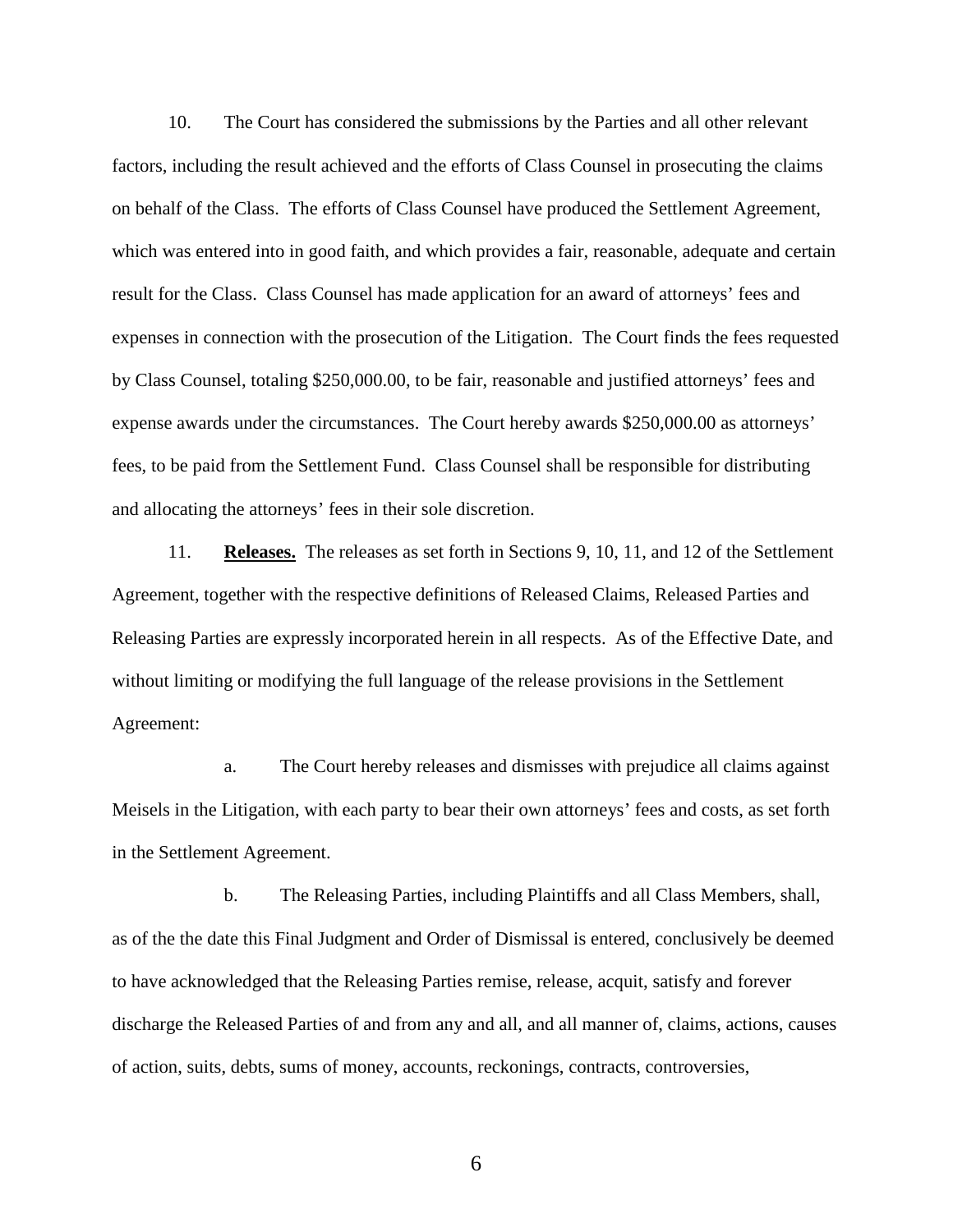10. The Court has considered the submissions by the Parties and all other relevant factors, including the result achieved and the efforts of Class Counsel in prosecuting the claims on behalf of the Class. The efforts of Class Counsel have produced the Settlement Agreement, which was entered into in good faith, and which provides a fair, reasonable, adequate and certain result for the Class. Class Counsel has made application for an award of attorneys' fees and expenses in connection with the prosecution of the Litigation. The Court finds the fees requested by Class Counsel, totaling $250,000.00, to be fair, reasonable and justified attorneys' fees and expense awards under the circumstances. The Court hereby awards $250,000.00 as attorneys' fees, to be paid from the Settlement Fund. Class Counsel shall be responsible for distributing and allocating the attorneys' fees in their sole discretion.

11. **Releases.** The releases as set forth in Sections 9, 10, 11, and 12 of the Settlement Agreement, together with the respective definitions of Released Claims, Released Parties and Releasing Parties are expressly incorporated herein in all respects. As of the Effective Date, and without limiting or modifying the full language of the release provisions in the Settlement Agreement:

a. The Court hereby releases and dismisses with prejudice all claims against Meisels in the Litigation, with each party to bear their own attorneys' fees and costs, as set forth in the Settlement Agreement.

b. The Releasing Parties, including Plaintiffs and all Class Members, shall, as of the the date this Final Judgment and Order of Dismissal is entered, conclusively be deemed to have acknowledged that the Releasing Parties remise, release, acquit, satisfy and forever discharge the Released Parties of and from any and all, and all manner of, claims, actions, causes of action, suits, debts, sums of money, accounts, reckonings, contracts, controversies,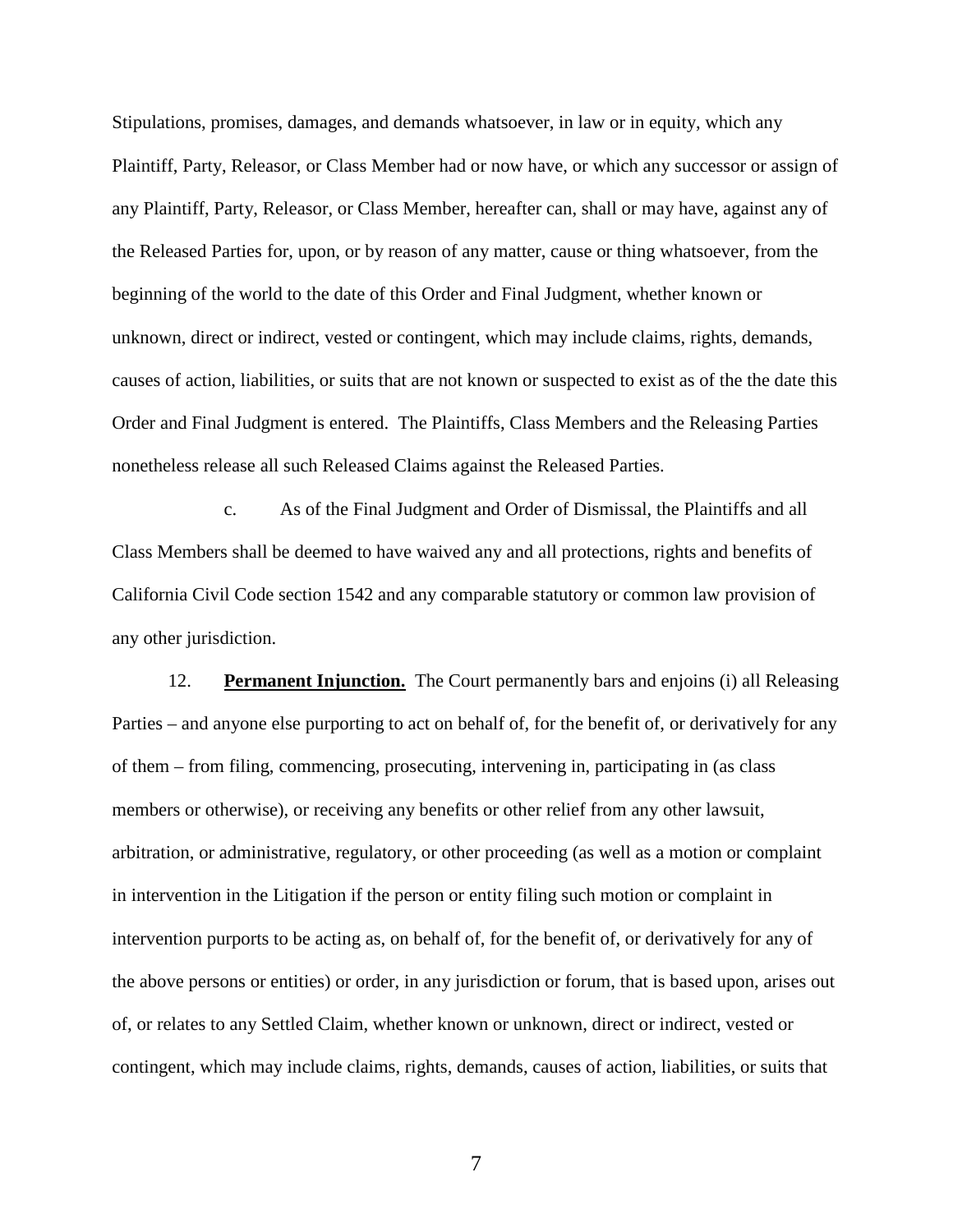Stipulations, promises, damages, and demands whatsoever, in law or in equity, which any Plaintiff, Party, Releasor, or Class Member had or now have, or which any successor or assign of any Plaintiff, Party, Releasor, or Class Member, hereafter can, shall or may have, against any of the Released Parties for, upon, or by reason of any matter, cause or thing whatsoever, from the beginning of the world to the date of this Order and Final Judgment, whether known or unknown, direct or indirect, vested or contingent, which may include claims, rights, demands, causes of action, liabilities, or suits that are not known or suspected to exist as of the the date this Order and Final Judgment is entered. The Plaintiffs, Class Members and the Releasing Parties nonetheless release all such Released Claims against the Released Parties.

c. As of the Final Judgment and Order of Dismissal, the Plaintiffs and all Class Members shall be deemed to have waived any and all protections, rights and benefits of California Civil Code section 1542 and any comparable statutory or common law provision of any other jurisdiction.

12. **Permanent Injunction.** The Court permanently bars and enjoins (i) all Releasing Parties – and anyone else purporting to act on behalf of, for the benefit of, or derivatively for any of them – from filing, commencing, prosecuting, intervening in, participating in (as class members or otherwise), or receiving any benefits or other relief from any other lawsuit, arbitration, or administrative, regulatory, or other proceeding (as well as a motion or complaint in intervention in the Litigation if the person or entity filing such motion or complaint in intervention purports to be acting as, on behalf of, for the benefit of, or derivatively for any of the above persons or entities) or order, in any jurisdiction or forum, that is based upon, arises out of, or relates to any Settled Claim, whether known or unknown, direct or indirect, vested or contingent, which may include claims, rights, demands, causes of action, liabilities, or suits that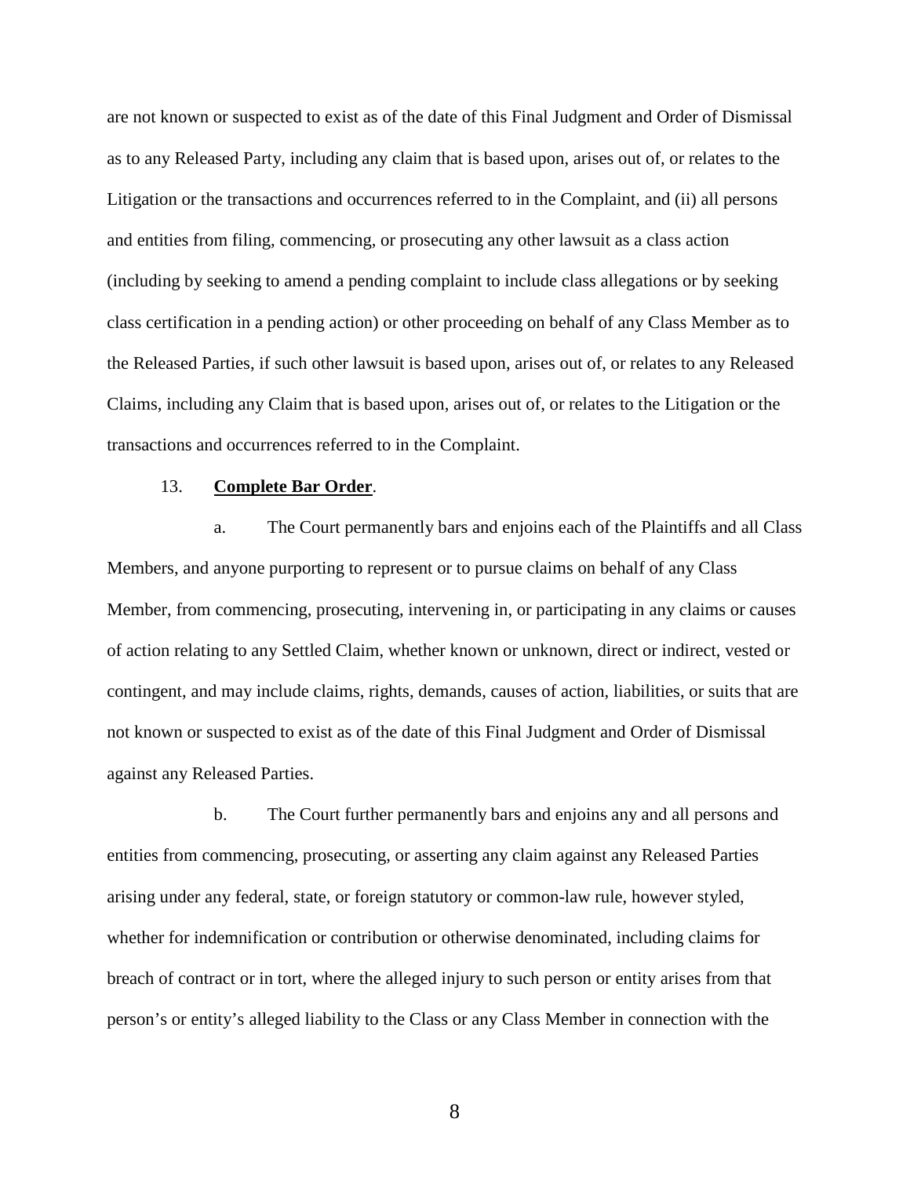are not known or suspected to exist as of the date of this Final Judgment and Order of Dismissal as to any Released Party, including any claim that is based upon, arises out of, or relates to the Litigation or the transactions and occurrences referred to in the Complaint, and (ii) all persons and entities from filing, commencing, or prosecuting any other lawsuit as a class action (including by seeking to amend a pending complaint to include class allegations or by seeking class certification in a pending action) or other proceeding on behalf of any Class Member as to the Released Parties, if such other lawsuit is based upon, arises out of, or relates to any Released Claims, including any Claim that is based upon, arises out of, or relates to the Litigation or the transactions and occurrences referred to in the Complaint.

13. **Complete Bar Order**.

a. The Court permanently bars and enjoins each of the Plaintiffs and all Class Members, and anyone purporting to represent or to pursue claims on behalf of any Class Member, from commencing, prosecuting, intervening in, or participating in any claims or causes of action relating to any Settled Claim, whether known or unknown, direct or indirect, vested or contingent, and may include claims, rights, demands, causes of action, liabilities, or suits that are not known or suspected to exist as of the date of this Final Judgment and Order of Dismissal against any Released Parties.

b. The Court further permanently bars and enjoins any and all persons and entities from commencing, prosecuting, or asserting any claim against any Released Parties arising under any federal, state, or foreign statutory or common-law rule, however styled, whether for indemnification or contribution or otherwise denominated, including claims for breach of contract or in tort, where the alleged injury to such person or entity arises from that person's or entity's alleged liability to the Class or any Class Member in connection with the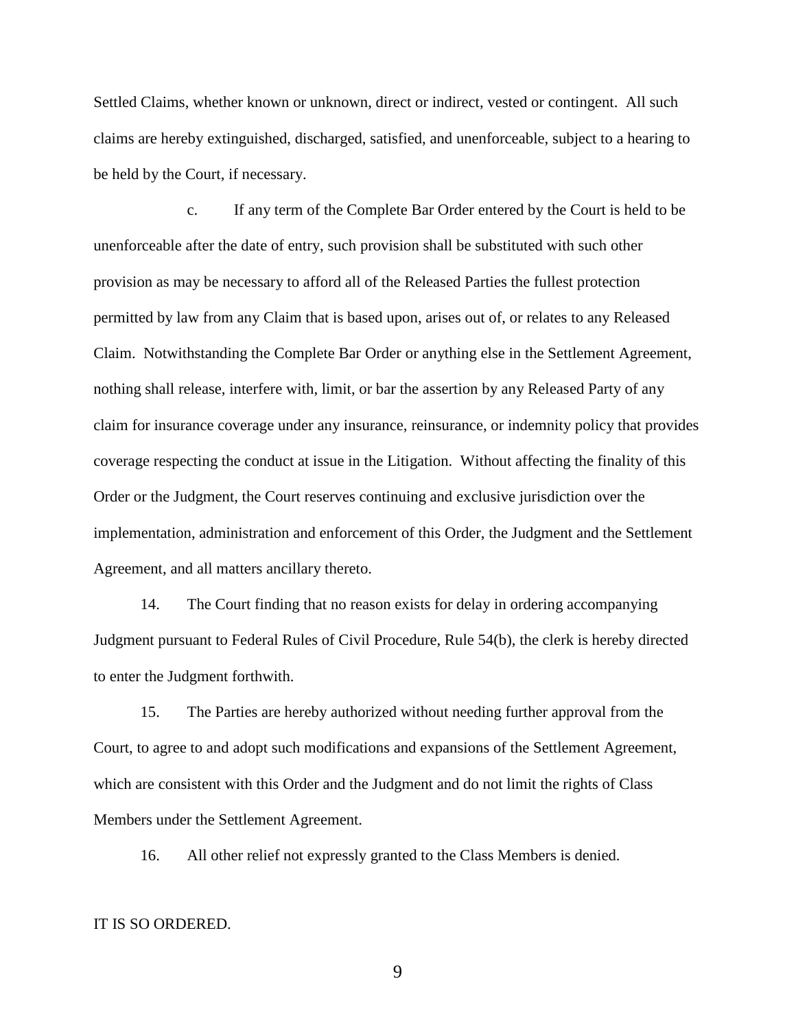Settled Claims, whether known or unknown, direct or indirect, vested or contingent. All such claims are hereby extinguished, discharged, satisfied, and unenforceable, subject to a hearing to be held by the Court, if necessary.

c. If any term of the Complete Bar Order entered by the Court is held to be unenforceable after the date of entry, such provision shall be substituted with such other provision as may be necessary to afford all of the Released Parties the fullest protection permitted by law from any Claim that is based upon, arises out of, or relates to any Released Claim. Notwithstanding the Complete Bar Order or anything else in the Settlement Agreement, nothing shall release, interfere with, limit, or bar the assertion by any Released Party of any claim for insurance coverage under any insurance, reinsurance, or indemnity policy that provides coverage respecting the conduct at issue in the Litigation. Without affecting the finality of this Order or the Judgment, the Court reserves continuing and exclusive jurisdiction over the implementation, administration and enforcement of this Order, the Judgment and the Settlement Agreement, and all matters ancillary thereto.

14. The Court finding that no reason exists for delay in ordering accompanying Judgment pursuant to Federal Rules of Civil Procedure, Rule 54(b), the clerk is hereby directed to enter the Judgment forthwith.

15. The Parties are hereby authorized without needing further approval from the Court, to agree to and adopt such modifications and expansions of the Settlement Agreement, which are consistent with this Order and the Judgment and do not limit the rights of Class Members under the Settlement Agreement.

16. All other relief not expressly granted to the Class Members is denied.

IT IS SO ORDERED.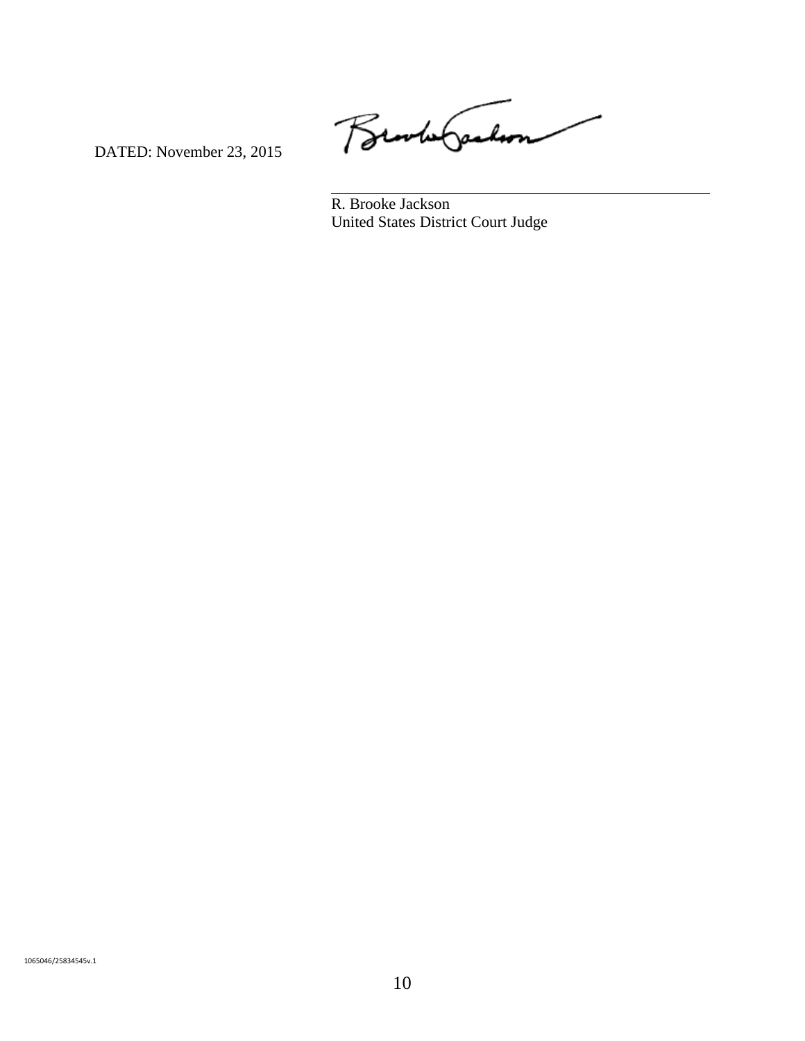DATED: November 23, 2015

R. Brooke Jackson
United States District Court Judge

1065046/25834545v.1